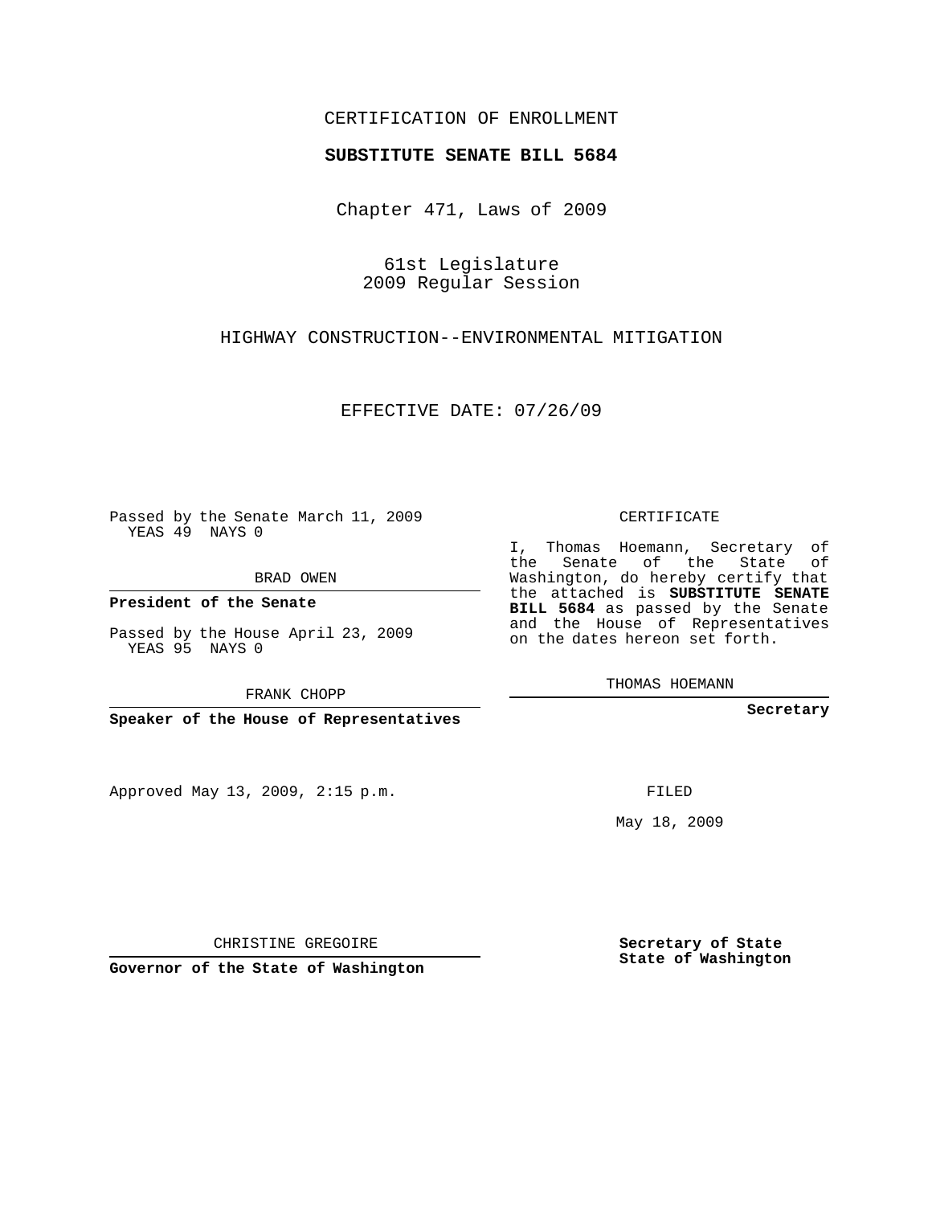CERTIFICATION OF ENROLLMENT

**SUBSTITUTE SENATE BILL 5684**

Chapter 471, Laws of 2009

61st Legislature
2009 Regular Session

HIGHWAY CONSTRUCTION--ENVIRONMENTAL MITIGATION

EFFECTIVE DATE: 07/26/09

Passed by the Senate March 11, 2009
YEAS 49 NAYS 0

BRAD OWEN

**President of the Senate**

Passed by the House April 23, 2009
YEAS 95 NAYS 0

FRANK CHOPP

**Speaker of the House of Representatives**

Approved May 13, 2009, 2:15 p.m.

CHRISTINE GREGOIRE

**Governor of the State of Washington**

CERTIFICATE

I, Thomas Hoemann, Secretary of the Senate of the State of Washington, do hereby certify that the attached is **SUBSTITUTE SENATE BILL 5684** as passed by the Senate and the House of Representatives on the dates hereon set forth.

THOMAS HOEMANN

**Secretary**

FILED

May 18, 2009

**Secretary of State**
**State of Washington**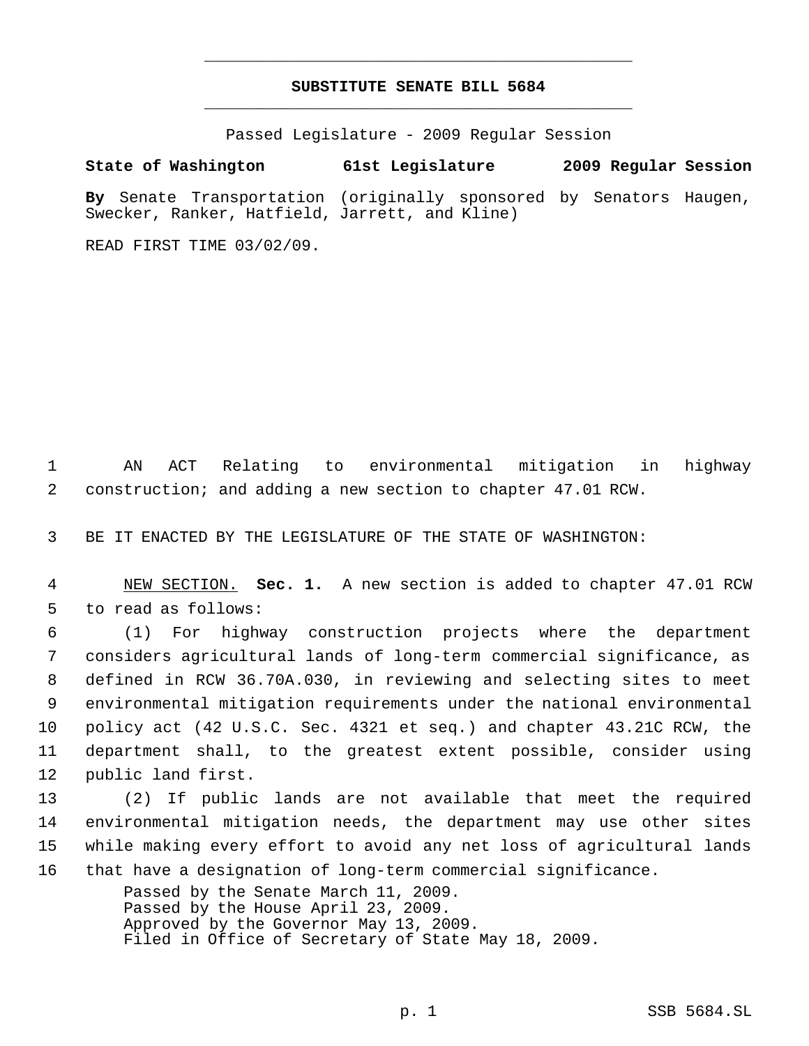# SUBSTITUTE SENATE BILL 5684

Passed Legislature - 2009 Regular Session

**State of Washington 61st Legislature 2009 Regular Session**

**By** Senate Transportation (originally sponsored by Senators Haugen, Swecker, Ranker, Hatfield, Jarrett, and Kline)

READ FIRST TIME 03/02/09.

AN ACT Relating to environmental mitigation in highway construction; and adding a new section to chapter 47.01 RCW.

BE IT ENACTED BY THE LEGISLATURE OF THE STATE OF WASHINGTON:

NEW SECTION. **Sec. 1.** A new section is added to chapter 47.01 RCW to read as follows:

(1) For highway construction projects where the department considers agricultural lands of long-term commercial significance, as defined in RCW 36.70A.030, in reviewing and selecting sites to meet environmental mitigation requirements under the national environmental policy act (42 U.S.C. Sec. 4321 et seq.) and chapter 43.21C RCW, the department shall, to the greatest extent possible, consider using public land first.

(2) If public lands are not available that meet the required environmental mitigation needs, the department may use other sites while making every effort to avoid any net loss of agricultural lands that have a designation of long-term commercial significance.

Passed by the Senate March 11, 2009.
Passed by the House April 23, 2009.
Approved by the Governor May 13, 2009.
Filed in Office of Secretary of State May 18, 2009.